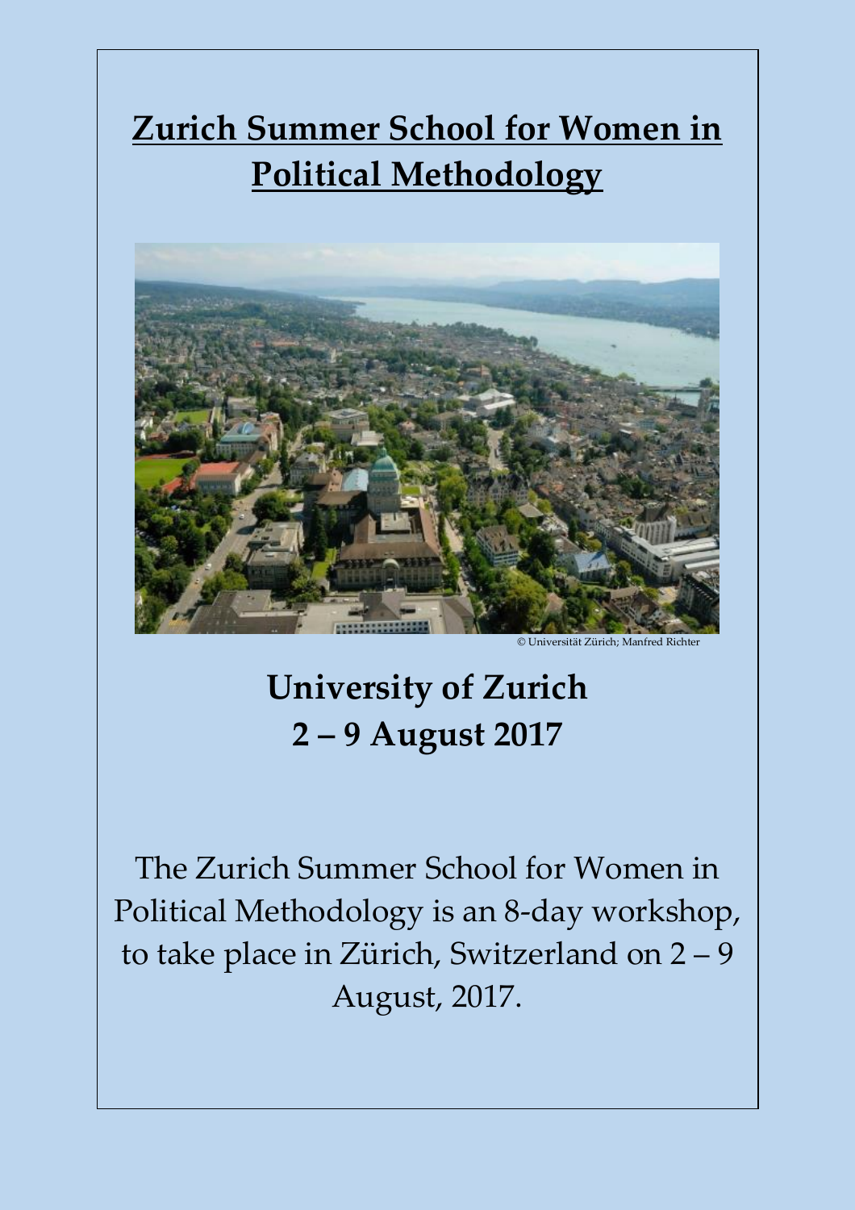# Zurich Summer School for Women in Political Methodology

© Universität Zürich; Manfred Richter

## University of Zurich
## 2 – 9 August 2017

The Zurich Summer School for Women in Political Methodology is an 8-day workshop, to take place in Zürich, Switzerland on 2 – 9 August, 2017.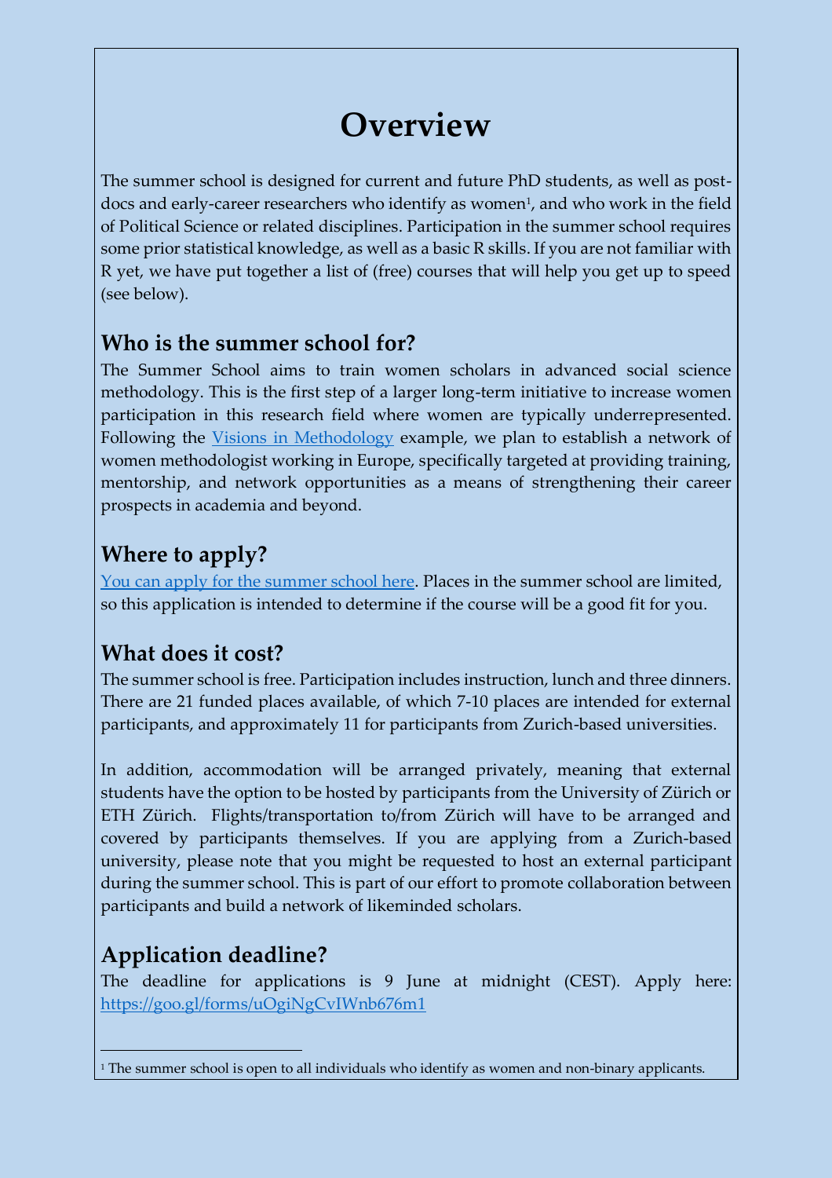# Overview

The summer school is designed for current and future PhD students, as well as post-docs and early-career researchers who identify as women[1], and who work in the field of Political Science or related disciplines. Participation in the summer school requires some prior statistical knowledge, as well as a basic R skills. If you are not familiar with R yet, we have put together a list of (free) courses that will help you get up to speed (see below).

## Who is the summer school for?

The Summer School aims to train women scholars in advanced social science methodology. This is the first step of a larger long-term initiative to increase women participation in this research field where women are typically underrepresented. Following the Visions in Methodology example, we plan to establish a network of women methodologist working in Europe, specifically targeted at providing training, mentorship, and network opportunities as a means of strengthening their career prospects in academia and beyond.

## Where to apply?

You can apply for the summer school here. Places in the summer school are limited, so this application is intended to determine if the course will be a good fit for you.

## What does it cost?

The summer school is free. Participation includes instruction, lunch and three dinners. There are 21 funded places available, of which 7-10 places are intended for external participants, and approximately 11 for participants from Zurich-based universities.

In addition, accommodation will be arranged privately, meaning that external students have the option to be hosted by participants from the University of Zürich or ETH Zürich. Flights/transportation to/from Zürich will have to be arranged and covered by participants themselves. If you are applying from a Zurich-based university, please note that you might be requested to host an external participant during the summer school. This is part of our effort to promote collaboration between participants and build a network of likeminded scholars.

## Application deadline?

The deadline for applications is 9 June at midnight (CEST). Apply here: https://goo.gl/forms/uOgiNgCvIWnb676m1

[1] The summer school is open to all individuals who identify as women and non-binary applicants.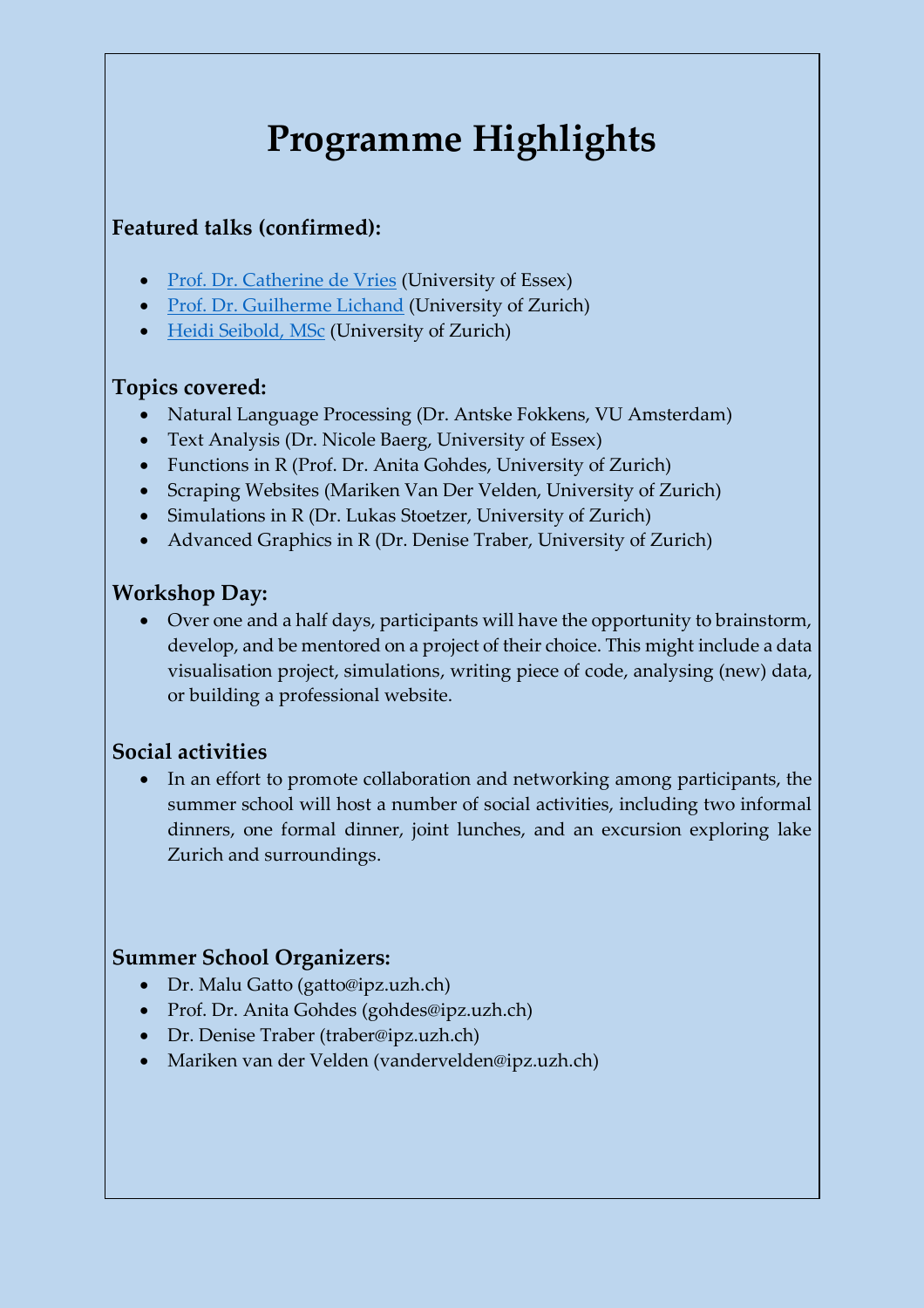# Programme Highlights

### Featured talks (confirmed):

- Prof. Dr. Catherine de Vries (University of Essex)
- Prof. Dr. Guilherme Lichand (University of Zurich)
- Heidi Seibold, MSc (University of Zurich)

### Topics covered:

- Natural Language Processing (Dr. Antske Fokkens, VU Amsterdam)
- Text Analysis (Dr. Nicole Baerg, University of Essex)
- Functions in R (Prof. Dr. Anita Gohdes, University of Zurich)
- Scraping Websites (Mariken Van Der Velden, University of Zurich)
- Simulations in R (Dr. Lukas Stoetzer, University of Zurich)
- Advanced Graphics in R (Dr. Denise Traber, University of Zurich)

### Workshop Day:

- Over one and a half days, participants will have the opportunity to brainstorm, develop, and be mentored on a project of their choice. This might include a data visualisation project, simulations, writing piece of code, analysing (new) data, or building a professional website.

### Social activities

- In an effort to promote collaboration and networking among participants, the summer school will host a number of social activities, including two informal dinners, one formal dinner, joint lunches, and an excursion exploring lake Zurich and surroundings.

### Summer School Organizers:

- Dr. Malu Gatto (gatto@ipz.uzh.ch)
- Prof. Dr. Anita Gohdes (gohdes@ipz.uzh.ch)
- Dr. Denise Traber (traber@ipz.uzh.ch)
- Mariken van der Velden (vandervelden@ipz.uzh.ch)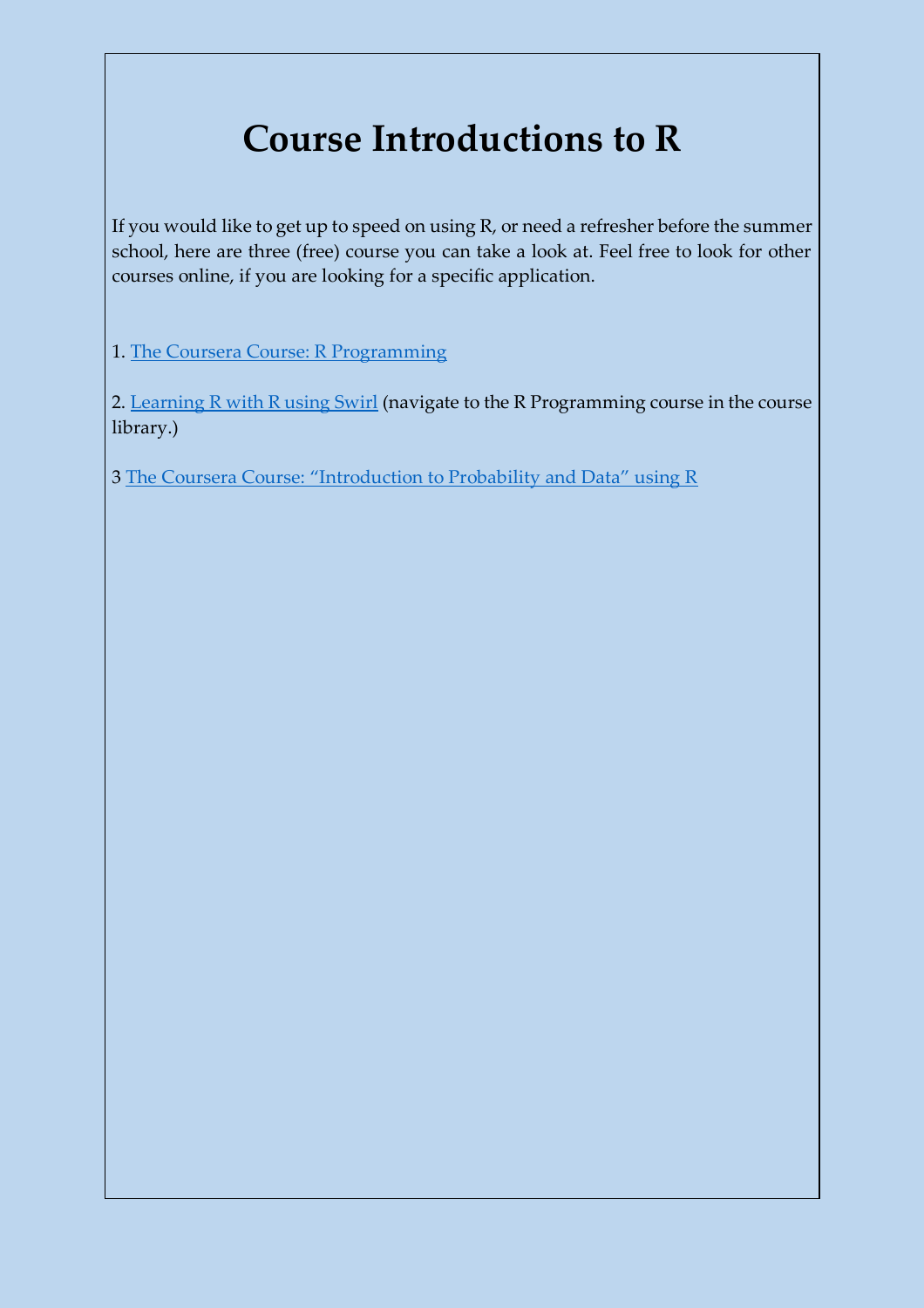# Course Introductions to R

If you would like to get up to speed on using R, or need a refresher before the summer school, here are three (free) course you can take a look at. Feel free to look for other courses online, if you are looking for a specific application.

1. The Coursera Course: R Programming

2. Learning R with R using Swirl (navigate to the R Programming course in the course library.)

3 The Coursera Course: "Introduction to Probability and Data" using R